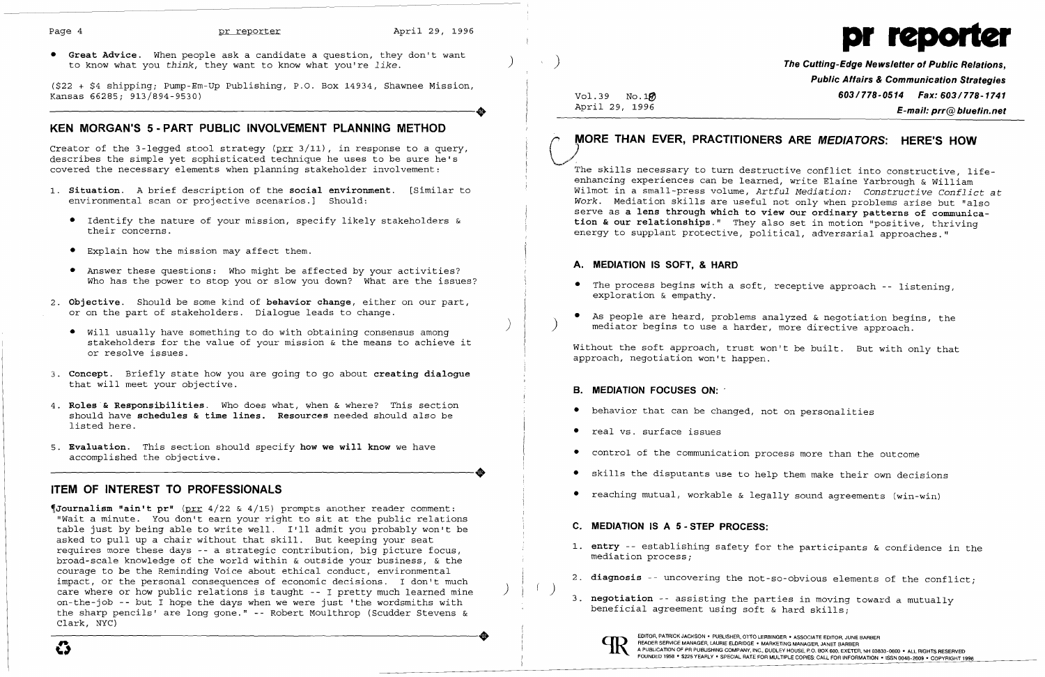- **Great Advice.** When people ask a candidate a question, they don't want to know what you *think*, they want to know what you're *like*.

($22 + $4 shipping; Pump-Em-Up Publishing, P.O. Box 14934, Shawnee Mission, Kansas 66285; 913/894-9530)

## KEN MORGAN'S 5-PART PUBLIC INVOLVEMENT PLANNING METHOD

Creator of the 3-legged stool strategy (prr 3/11), in response to a query, describes the simple yet sophisticated technique he uses to be sure he's covered the necessary elements when planning stakeholder involvement:

1. **Situation.** A brief description of the **social environment**. [Similar to environmental scan or projective scenarios.] Should:
   - Identify the nature of your mission, specify likely stakeholders & their concerns.
   - Explain how the mission may affect them.
   - Answer these questions: Who might be affected by your activities? Who has the power to stop you or slow you down? What are the issues?
2. **Objective.** Should be some kind of **behavior change**, either on our part, or on the part of stakeholders. Dialogue leads to change.
   - Will usually have something to do with obtaining consensus among stakeholders for the value of your mission & the means to achieve it or resolve issues.
3. **Concept.** Briefly state how you are going to go about **creating dialogue** that will meet your objective.
4. **Roles & Responsibilities.** Who does what, when & where? This section should have **schedules & time lines. Resources** needed should also be listed here.
5. **Evaluation.** This section should specify **how we will know** we have accomplished the objective.

## ITEM OF INTEREST TO PROFESSIONALS

¶**Journalism "ain't pr"** (prr 4/22 & 4/15) prompts another reader comment: "Wait a minute. You don't earn your right to sit at the public relations table just by being able to write well. I'll admit you probably won't be asked to pull up a chair without that skill. But keeping your seat requires more these days -- a strategic contribution, big picture focus, broad-scale knowledge of the world within & outside your business, & the courage to be the Reminding Voice about ethical conduct, environmental impact, or the personal consequences of economic decisions. I don't much care where or how public relations is taught -- I pretty much learned mine on-the-job -- but I hope the days when we were just 'the wordsmiths with the sharp pencils' are long gone." -- Robert Moulthrop (Scudder Stevens & Clark, NYC)

# pr reporter

**The Cutting-Edge Newsletter of Public Relations, Public Affairs & Communication Strategies**

Vol.39 No.18
April 29, 1996

**603/778-0514 Fax: 603/778-1741**
**E-mail: prr@bluefin.net**

## MORE THAN EVER, PRACTITIONERS ARE *MEDIATORS*: HERE'S HOW

The skills necessary to turn destructive conflict into constructive, life-enhancing experiences can be learned, write Elaine Yarbrough & William Wilmot in a small-press volume, *Artful Mediation: Constructive Conflict at Work.* Mediation skills are useful not only when problems arise but "also serve as **a lens through which to view our ordinary patterns of communication & our relationships.**" They also set in motion "positive, thriving energy to supplant protective, political, adversarial approaches."

### A. MEDIATION IS SOFT, & HARD

- The process begins with a soft, receptive approach -- listening, exploration & empathy.
- As people are heard, problems analyzed & negotiation begins, the mediator begins to use a harder, more directive approach.

Without the soft approach, trust won't be built. But with only that approach, negotiation won't happen.

### B. MEDIATION FOCUSES ON:

- behavior that can be changed, not on personalities
- real vs. surface issues
- control of the communication process more than the outcome
- skills the disputants use to help them make their own decisions
- reaching mutual, workable & legally sound agreements (win-win)

### C. MEDIATION IS A 5-STEP PROCESS:

1. **entry** -- establishing safety for the participants & confidence in the mediation process;
2. **diagnosis** -- uncovering the not-so-obvious elements of the conflict;
3. **negotiation** -- assisting the parties in moving toward a mutually beneficial agreement using soft & hard skills;

EDITOR, PATRICK JACKSON • PUBLISHER, OTTO LERBINGER • ASSOCIATE EDITOR, JUNE BARBER
READER SERVICE MANAGER, LAURIE ELDRIDGE • MARKETING MANAGER, JANET BARBER
A PUBLICATION OF PR PUBLISHING COMPANY, INC., DUDLEY HOUSE, P.O. BOX 600, EXETER, NH 03833-0600 • ALL RIGHTS RESERVED
FOUNDED 1958 • $225 YEARLY • SPECIAL RATE FOR MULTIPLE COPIES: CALL FOR INFORMATION • ISSN 0048-2609 • COPYRIGHT 1996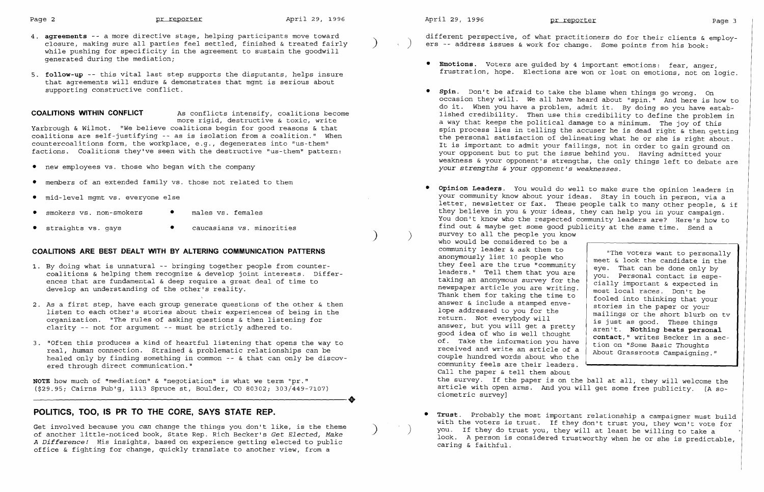4. **agreements** -- a more directive stage, helping participants move toward closure, making sure all parties feel settled, finished & treated fairly while pushing for specificity in the agreement to sustain the goodwill generated during the mediation;

5. **follow-up** -- this vital last step supports the disputants, helps insure that agreements will endure & demonstrates that mgmt is serious about supporting constructive conflict.

**COALITIONS WITHIN CONFLICT** As conflicts intensify, coalitions become more rigid, destructive & toxic, write Yarbrough & Wilmot. "We believe coalitions begin for good reasons & that coalitions are self-justifying -- as is isolation from a coalition." When countercoalitions form, the workplace, e.g., degenerates into "us-them" factions. Coalitions they've seen with the destructive "us-them" pattern:

- new employees vs. those who began with the company
- members of an extended family vs. those not related to them
- mid-level mgmt vs. everyone else
- smokers vs. non-smokers
- males vs. females
- straights vs. gays
- caucasians vs. minorities

### COALITIONS ARE BEST DEALT WITH BY ALTERING COMMUNICATION PATTERNS

1. By doing what is unnatural -- bringing together people from countercoalitions & helping them recognize & develop joint interests. Differences that are fundamental & deep require a great deal of time to develop an understanding of the other's reality.

2. As a first step, have each group generate questions of the other & then listen to each other's stories about their experiences of being in the organization. "The rules of asking questions & then listening for clarity -- not for argument -- must be strictly adhered to.

3. "Often this produces a kind of heartful listening that opens the way to real, *human* connection. Strained & problematic relationships can be healed only by finding something in common -- & that can only be discovered through direct communication."

**NOTE** how much of "mediation" & "negotiation" is what we term "pr." ($29.95; Cairns Pub'g, 1113 Spruce st, Boulder, CO 80302; 303/449-7107)

## POLITICS, TOO, IS PR TO THE CORE, SAYS STATE REP.

Get involved because you *can* change the things you don't like, is the theme of another little-noticed book, State Rep. Rich Becker's *Get Elected, Make A Difference!* His insights, based on experience getting elected to public office & fighting for change, quickly translate to another view, from a different perspective, of what practitioners do for their clients & employers -- address issues & work for change. Some points from his book:

- **Emotions.** Voters are guided by 4 important emotions: fear, anger, frustration, hope. Elections are won or lost on emotions, not on logic.

- **Spin.** Don't be afraid to take the blame when things go wrong. On occasion they will. We all have heard about "spin." And here is how to do it. When you have a problem, admit it. By doing so you have established credibility. Then use this credibility to define the problem in a way that keeps the political damage to a minimum. The joy of this spin process lies in telling the accuser he is dead right & then getting the personal satisfaction of delineating what he or she is right about. It is important to admit your failings, not in order to gain ground on your opponent but to put the issue behind you. Having admitted your weakness & your opponent's strengths, the only things left to debate are *your strengths & your opponent's weaknesses.*

- **Opinion Leaders.** You would do well to make sure the opinion leaders in your community know about your ideas. Stay in touch in person, via a letter, newsletter or fax. These people talk to many other people, & if they believe in you & your ideas, they can help you in your campaign. You don't know who the respected community leaders are? Here's how to find out & maybe get some good publicity at the same time. Send a survey to all the people you know who would be considered to be a community leader & ask them to anonymously list 10 people who they feel are the true "community leaders." Tell them that you are taking an anonymous survey for the newspaper article you are writing. Thank them for taking the time to answer & include a stamped envelope addressed to you for the return. Not everybody will answer, but you will get a pretty good idea of who is well thought of. Take the information you have received and write an article of a couple hundred words about who the community feels are their leaders. Call the paper & tell them about the survey. If the paper is on the ball at all, they will welcome the article with open arms. And you will get some free publicity. [A sociometric survey]

> "The voters want to personally meet & look the candidate in the eye. That can be done only by you. Personal contact is especially important & expected in most local races. Don't be fooled into thinking that your stories in the paper or your mailings or the short blurb on tv is just as good. These things aren't. **Nothing beats personal contact**," writes Becker in a section on "Some Basic Thoughts About Grassroots Campaigning."

- **Trust.** Probably the most important relationship a campaigner must build with the voters is trust. If they don't trust you, they won't vote for you. If they do trust you, they will at least be willing to take a look. A person is considered trustworthy when he or she is predictable, caring & faithful.